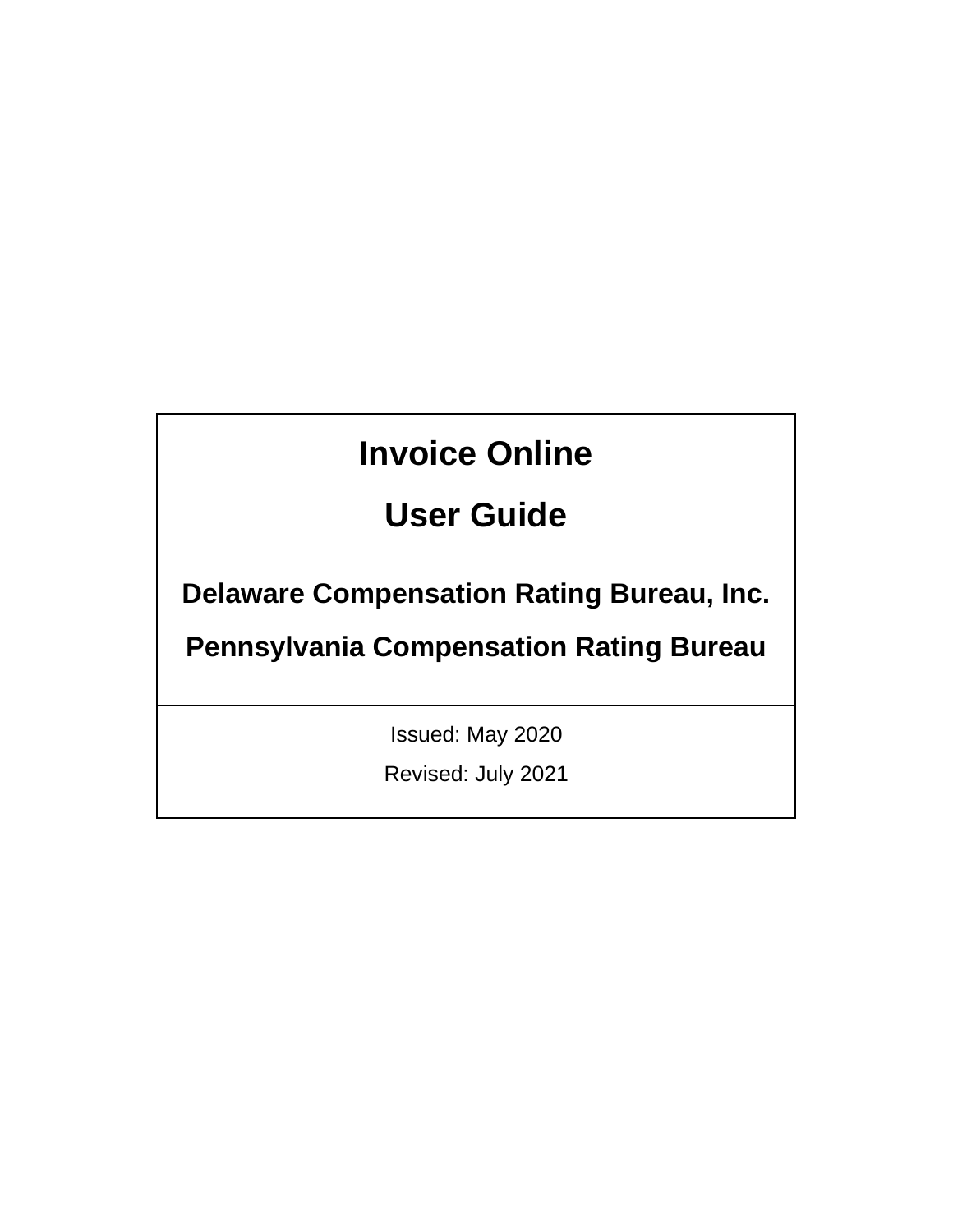# Invoice Online

# User Guide

## Delaware Compensation Rating Bureau, Inc.

## Pennsylvania Compensation Rating Bureau

Issued: May 2020

Revised: July 2021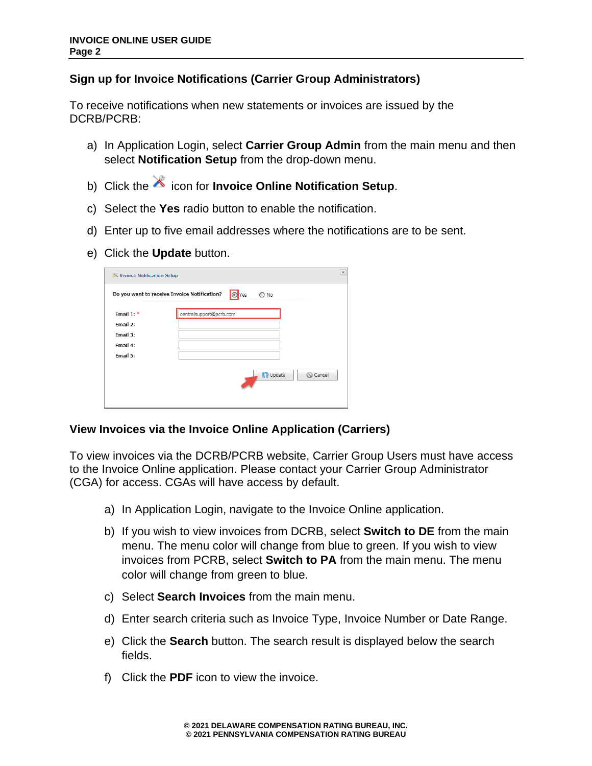## Sign up for Invoice Notifications (Carrier Group Administrators)

To receive notifications when new statements or invoices are issued by the DCRB/PCRB:

a) In Application Login, select **Carrier Group Admin** from the main menu and then select **Notification Setup** from the drop-down menu.

b) Click the icon for **Invoice Online Notification Setup**.

c) Select the **Yes** radio button to enable the notification.

d) Enter up to five email addresses where the notifications are to be sent.

e) Click the **Update** button.

## View Invoices via the Invoice Online Application (Carriers)

To view invoices via the DCRB/PCRB website, Carrier Group Users must have access to the Invoice Online application. Please contact your Carrier Group Administrator (CGA) for access. CGAs will have access by default.

a) In Application Login, navigate to the Invoice Online application.

b) If you wish to view invoices from DCRB, select **Switch to DE** from the main menu. The menu color will change from blue to green. If you wish to view invoices from PCRB, select **Switch to PA** from the main menu. The menu color will change from green to blue.

c) Select **Search Invoices** from the main menu.

d) Enter search criteria such as Invoice Type, Invoice Number or Date Range.

e) Click the **Search** button. The search result is displayed below the search fields.

f) Click the **PDF** icon to view the invoice.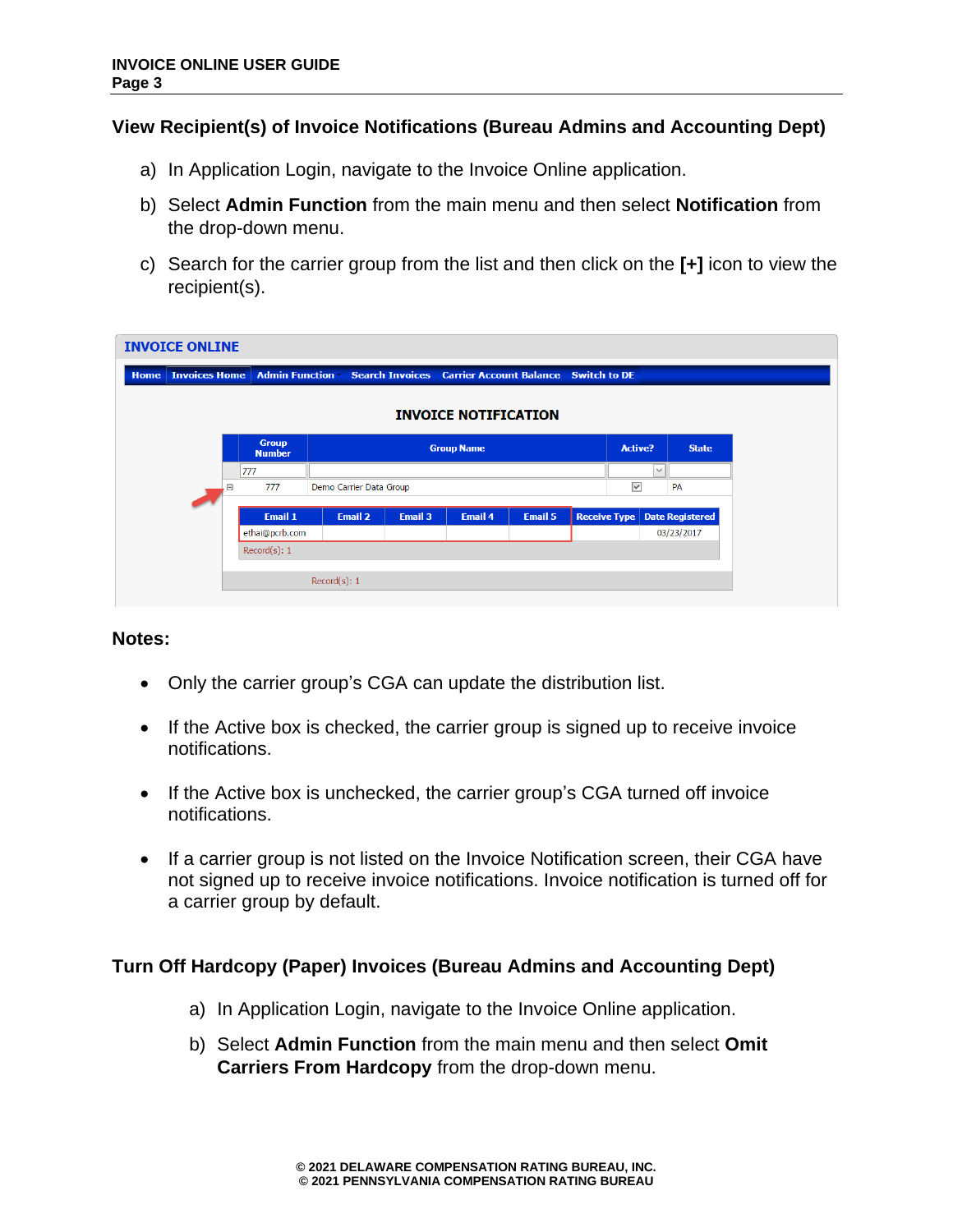## View Recipient(s) of Invoice Notifications (Bureau Admins and Accounting Dept)

a) In Application Login, navigate to the Invoice Online application.

b) Select **Admin Function** from the main menu and then select **Notification** from the drop-down menu.

c) Search for the carrier group from the list and then click on the **[+]** icon to view the recipient(s).

## Notes:

- Only the carrier group's CGA can update the distribution list.
- If the Active box is checked, the carrier group is signed up to receive invoice notifications.
- If the Active box is unchecked, the carrier group's CGA turned off invoice notifications.
- If a carrier group is not listed on the Invoice Notification screen, their CGA have not signed up to receive invoice notifications. Invoice notification is turned off for a carrier group by default.

## Turn Off Hardcopy (Paper) Invoices (Bureau Admins and Accounting Dept)

a) In Application Login, navigate to the Invoice Online application.

b) Select **Admin Function** from the main menu and then select **Omit Carriers From Hardcopy** from the drop-down menu.

© 2021 DELAWARE COMPENSATION RATING BUREAU, INC.
© 2021 PENNSYLVANIA COMPENSATION RATING BUREAU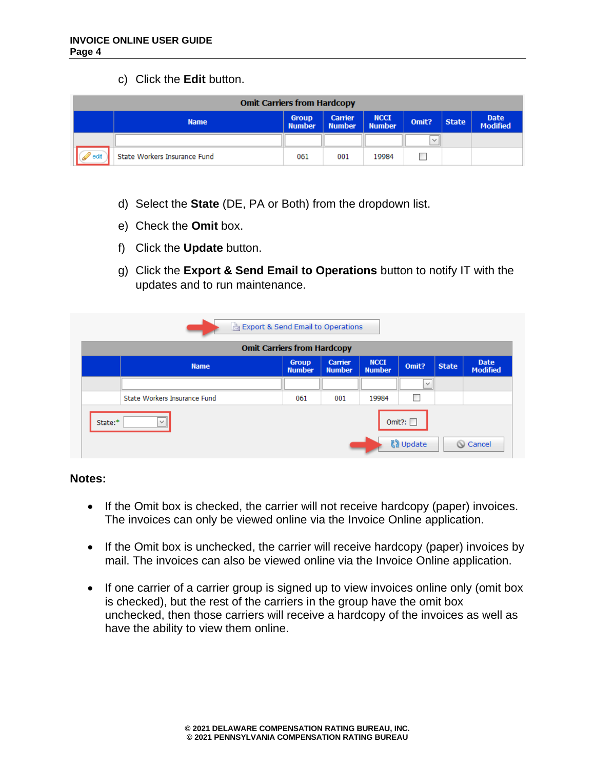c) Click the **Edit** button.

| Omit Carriers from Hardcopy | | | | | | | |
|---|---|---|---|---|---|---|---|
| | Name | Group Number | Carrier Number | NCCI Number | Omit? | State | Date Modified |
| edit | State Workers Insurance Fund | 061 | 001 | 19984 | ☐ | | |

d) Select the **State** (DE, PA or Both) from the dropdown list.

e) Check the **Omit** box.

f) Click the **Update** button.

g) Click the **Export & Send Email to Operations** button to notify IT with the updates and to run maintenance.

Export & Send Email to Operations

| Omit Carriers from Hardcopy | | | | | | | |
|---|---|---|---|---|---|---|---|
| | Name | Group Number | Carrier Number | NCCI Number | Omit? | State | Date Modified |
| | State Workers Insurance Fund | 061 | 001 | 19984 | ☐ | | |

State:* Omit?: ☐

Update Cancel

**Notes:**

- If the Omit box is checked, the carrier will not receive hardcopy (paper) invoices. The invoices can only be viewed online via the Invoice Online application.

- If the Omit box is unchecked, the carrier will receive hardcopy (paper) invoices by mail. The invoices can also be viewed online via the Invoice Online application.

- If one carrier of a carrier group is signed up to view invoices online only (omit box is checked), but the rest of the carriers in the group have the omit box unchecked, then those carriers will receive a hardcopy of the invoices as well as have the ability to view them online.